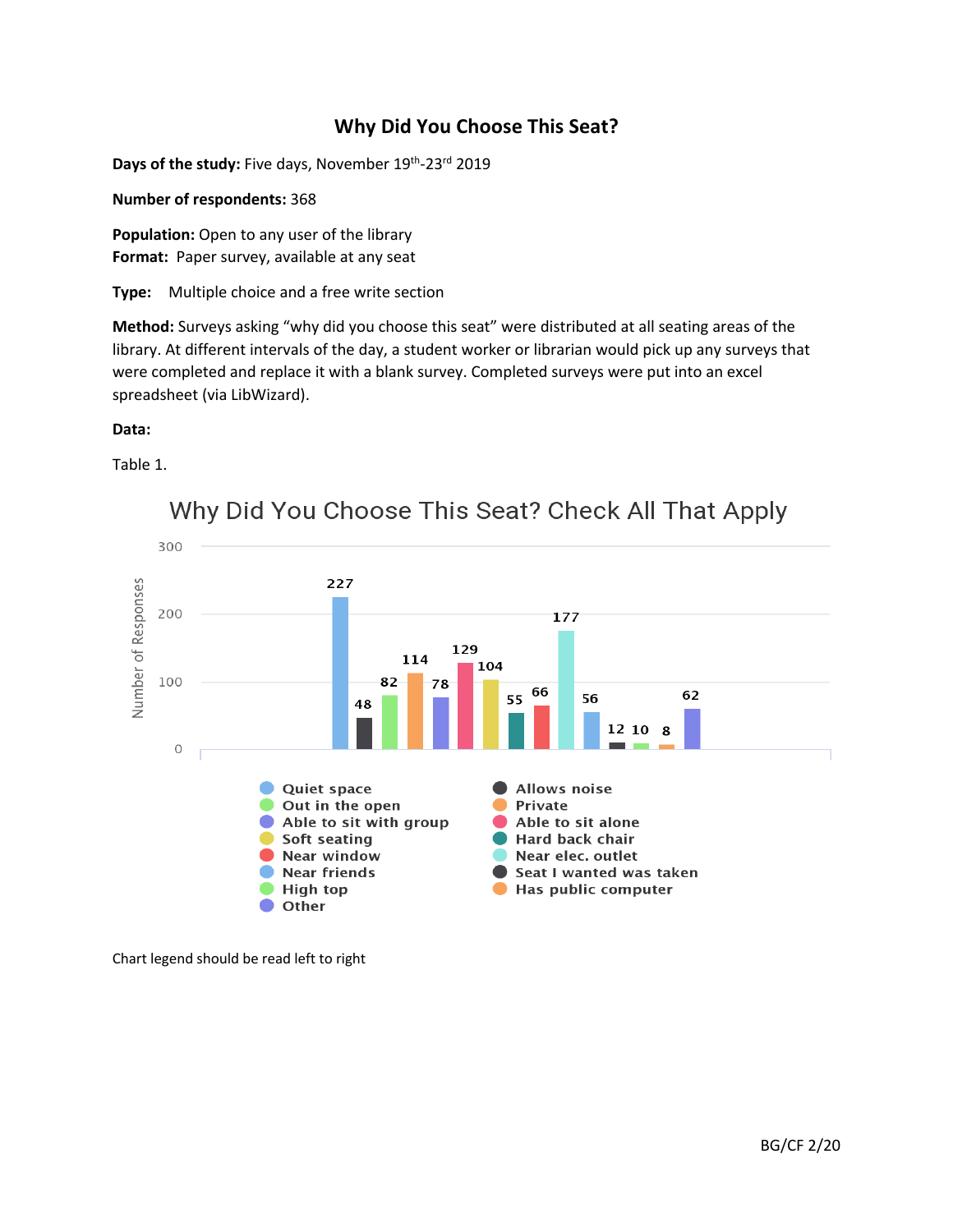# Why Did You Choose This Seat?

**Days of the study:** Five days, November 19th-23rd 2019

**Number of respondents:** 368

**Population:** Open to any user of the library
**Format:** Paper survey, available at any seat

**Type:** Multiple choice and a free write section

**Method:** Surveys asking "why did you choose this seat" were distributed at all seating areas of the library. At different intervals of the day, a student worker or librarian would pick up any surveys that were completed and replace it with a blank survey. Completed surveys were put into an excel spreadsheet (via LibWizard).

**Data:**

Table 1.

**Why Did You Choose This Seat? Check All That Apply**

| Response | Number of Responses |
|---|---|
| Quiet space | 227 |
| Allows noise | 48 |
| Out in the open | 82 |
| Private | 114 |
| Able to sit with group | 78 |
| Able to sit alone | 129 |
| Soft seating | 104 |
| Hard back chair | 55 |
| Near window | 66 |
| Near elec. outlet | 177 |
| Near friends | 56 |
| Seat I wanted was taken | 12 |
| High top | 10 |
| Has public computer | 8 |
| Other | 62 |

Chart legend should be read left to right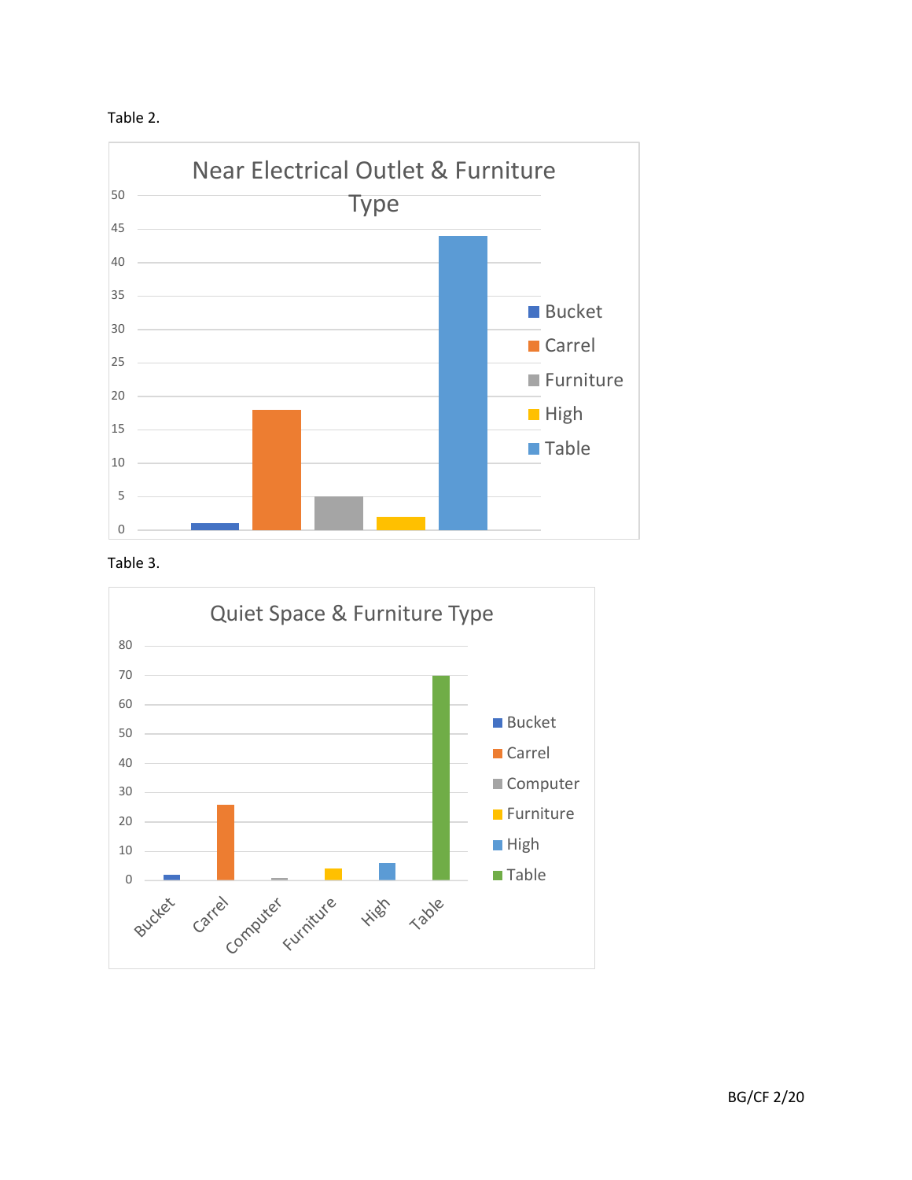Table 2.

Near Electrical Outlet & Furniture Type

Table 3.

Quiet Space & Furniture Type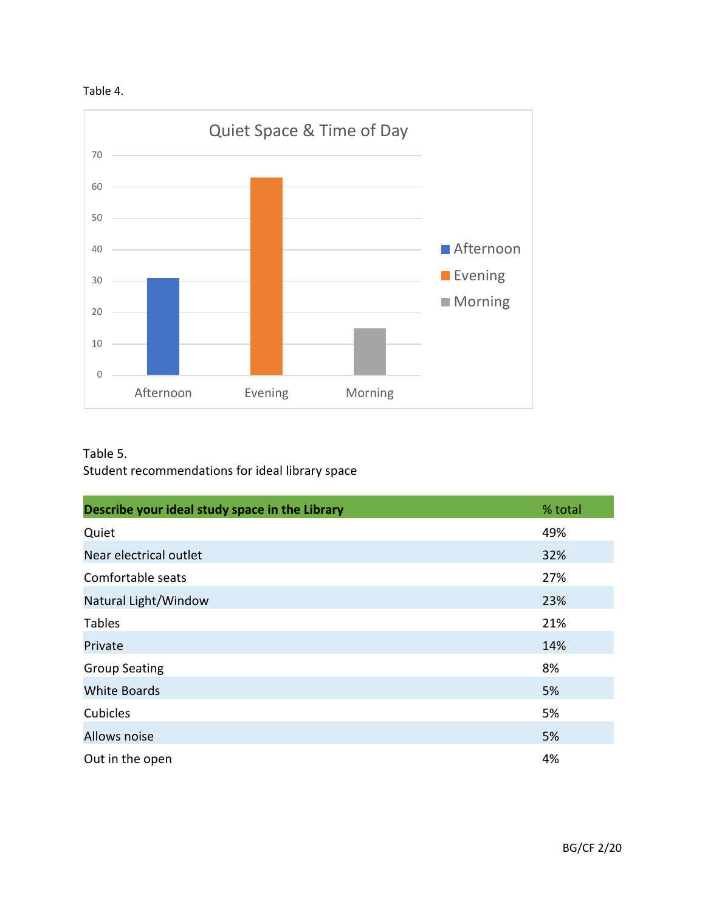Table 4.

Quiet Space & Time of Day

| Time of Day | Value |
| --- | --- |
| Afternoon | 31 |
| Evening | 63 |
| Morning | 15 |

Table 5.
Student recommendations for ideal library space

| **Describe your ideal study space in the Library** | % total |
| --- | --- |
| Quiet | 49% |
| Near electrical outlet | 32% |
| Comfortable seats | 27% |
| Natural Light/Window | 23% |
| Tables | 21% |
| Private | 14% |
| Group Seating | 8% |
| White Boards | 5% |
| Cubicles | 5% |
| Allows noise | 5% |
| Out in the open | 4% |

BG/CF 2/20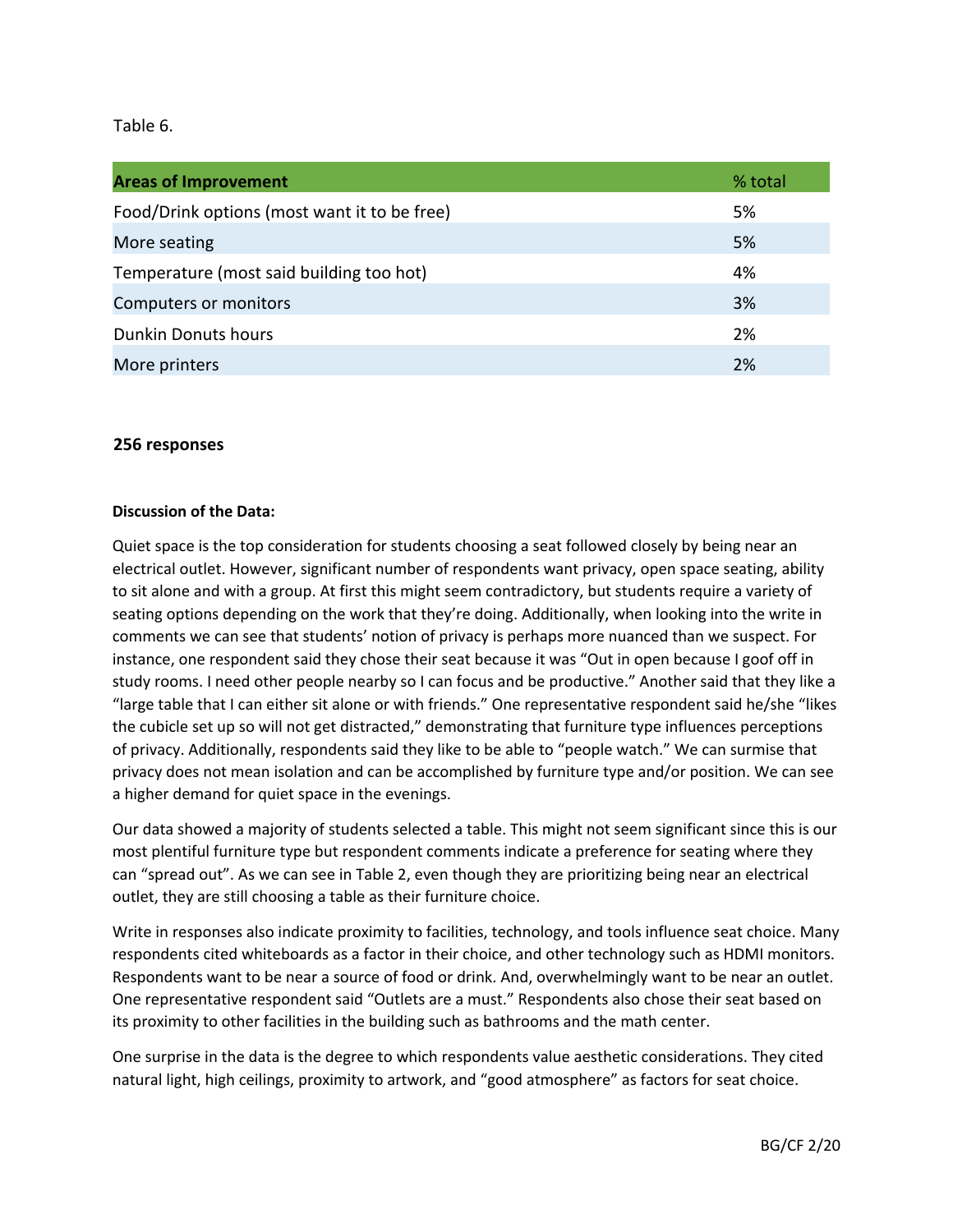Table 6.

| Areas of Improvement | % total |
|---|---|
| Food/Drink options (most want it to be free) | 5% |
| More seating | 5% |
| Temperature (most said building too hot) | 4% |
| Computers or monitors | 3% |
| Dunkin Donuts hours | 2% |
| More printers | 2% |

**256 responses**

**Discussion of the Data:**

Quiet space is the top consideration for students choosing a seat followed closely by being near an electrical outlet. However, significant number of respondents want privacy, open space seating, ability to sit alone and with a group. At first this might seem contradictory, but students require a variety of seating options depending on the work that they're doing. Additionally, when looking into the write in comments we can see that students' notion of privacy is perhaps more nuanced than we suspect. For instance, one respondent said they chose their seat because it was "Out in open because I goof off in study rooms. I need other people nearby so I can focus and be productive." Another said that they like a "large table that I can either sit alone or with friends." One representative respondent said he/she "likes the cubicle set up so will not get distracted," demonstrating that furniture type influences perceptions of privacy. Additionally, respondents said they like to be able to "people watch." We can surmise that privacy does not mean isolation and can be accomplished by furniture type and/or position. We can see a higher demand for quiet space in the evenings.

Our data showed a majority of students selected a table. This might not seem significant since this is our most plentiful furniture type but respondent comments indicate a preference for seating where they can "spread out". As we can see in Table 2, even though they are prioritizing being near an electrical outlet, they are still choosing a table as their furniture choice.

Write in responses also indicate proximity to facilities, technology, and tools influence seat choice. Many respondents cited whiteboards as a factor in their choice, and other technology such as HDMI monitors. Respondents want to be near a source of food or drink. And, overwhelmingly want to be near an outlet. One representative respondent said "Outlets are a must." Respondents also chose their seat based on its proximity to other facilities in the building such as bathrooms and the math center.

One surprise in the data is the degree to which respondents value aesthetic considerations. They cited natural light, high ceilings, proximity to artwork, and "good atmosphere" as factors for seat choice.

BG/CF 2/20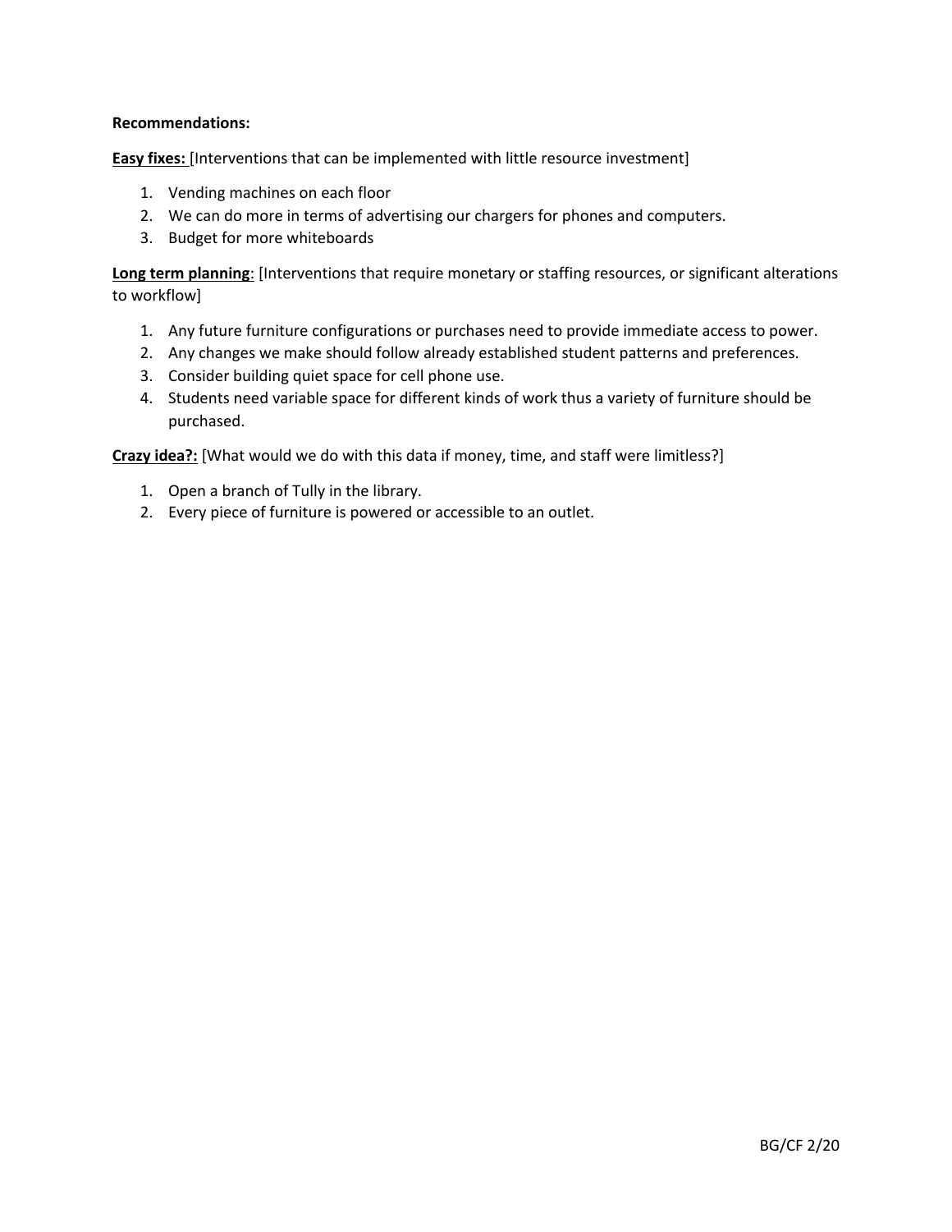**Recommendations:**

**<u>Easy fixes:</u>** [Interventions that can be implemented with little resource investment]

1. Vending machines on each floor
2. We can do more in terms of advertising our chargers for phones and computers.
3. Budget for more whiteboards

**<u>Long term planning</u>**: [Interventions that require monetary or staffing resources, or significant alterations to workflow]

1. Any future furniture configurations or purchases need to provide immediate access to power.
2. Any changes we make should follow already established student patterns and preferences.
3. Consider building quiet space for cell phone use.
4. Students need variable space for different kinds of work thus a variety of furniture should be purchased.

**<u>Crazy idea?:</u>** [What would we do with this data if money, time, and staff were limitless?]

1. Open a branch of Tully in the library.
2. Every piece of furniture is powered or accessible to an outlet.

BG/CF 2/20